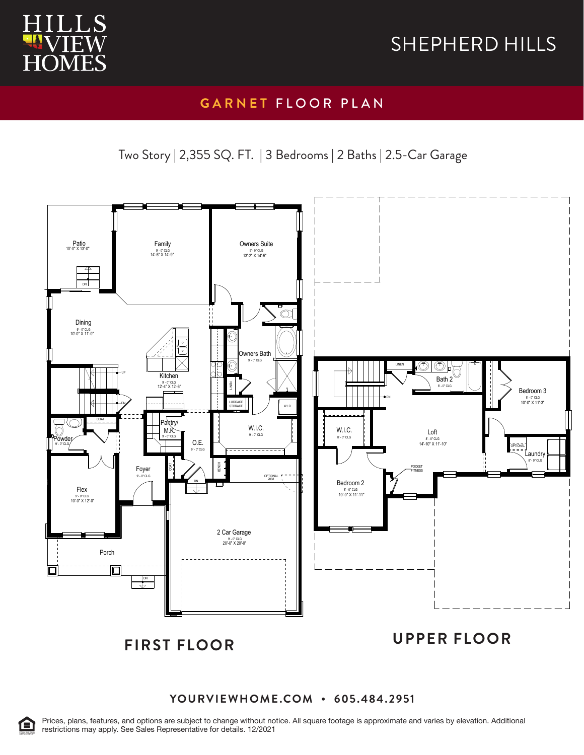HILLS VIEW HOMES

# SHEPHERD HILLS

## GARNET FLOOR PLAN

Two Story | 2,355 SQ. FT. | 3 Bedrooms | 2 Baths | 2.5-Car Garage

### FIRST FLOOR

- Patio 10'-0" X 13'-0"
- Family 9' - 0" CLG 14'-5" X 14'-9"
- Owners Suite 9' - 0" CLG 13'-2" X 14'-5"
- Dining 9' - 0" CLG 10'-0" X 11'-0"
- Kitchen 9' - 0" CLG 12'-4" X 12'-6"
- Owners Bath 9' - 0" CLG
- Linen
- Luggage Storage
- W / D
- Coat
- Pantry/ M.K. 9' - 0" CLG
- Powder 9' - 0" CLG
- O.E. 9' - 0" CLG
- W.I.C. 9' - 0" CLG
- Foyer 9' - 0" CLG
- Coat
- Bench
- Optional 2868
- Flex 9' - 0" CLG 10'-0" X 12'-0"
- 2 Car Garage 9' - 0" CLG 20'-0" X 20'-0"
- Porch

### UPPER FLOOR

- Linen
- Bath 2 8' - 0" CLG
- Bedroom 3 8' - 0" CLG 10'-0" X 11'-3"
- W.I.C. 8' - 0" CLG
- Loft 8' - 0" CLG 14'-10" X 11'-10"
- Optional
- Laundry 8' - 0" CLG
- Pocket Fitness
- Bedroom 2 8' - 0" CLG 10'-0" X 11'-11"

**YOURVIEWHOME.COM • 605.484.2951**

Prices, plans, features, and options are subject to change without notice. All square footage is approximate and varies by elevation. Additional restrictions may apply. See Sales Representative for details. 12/2021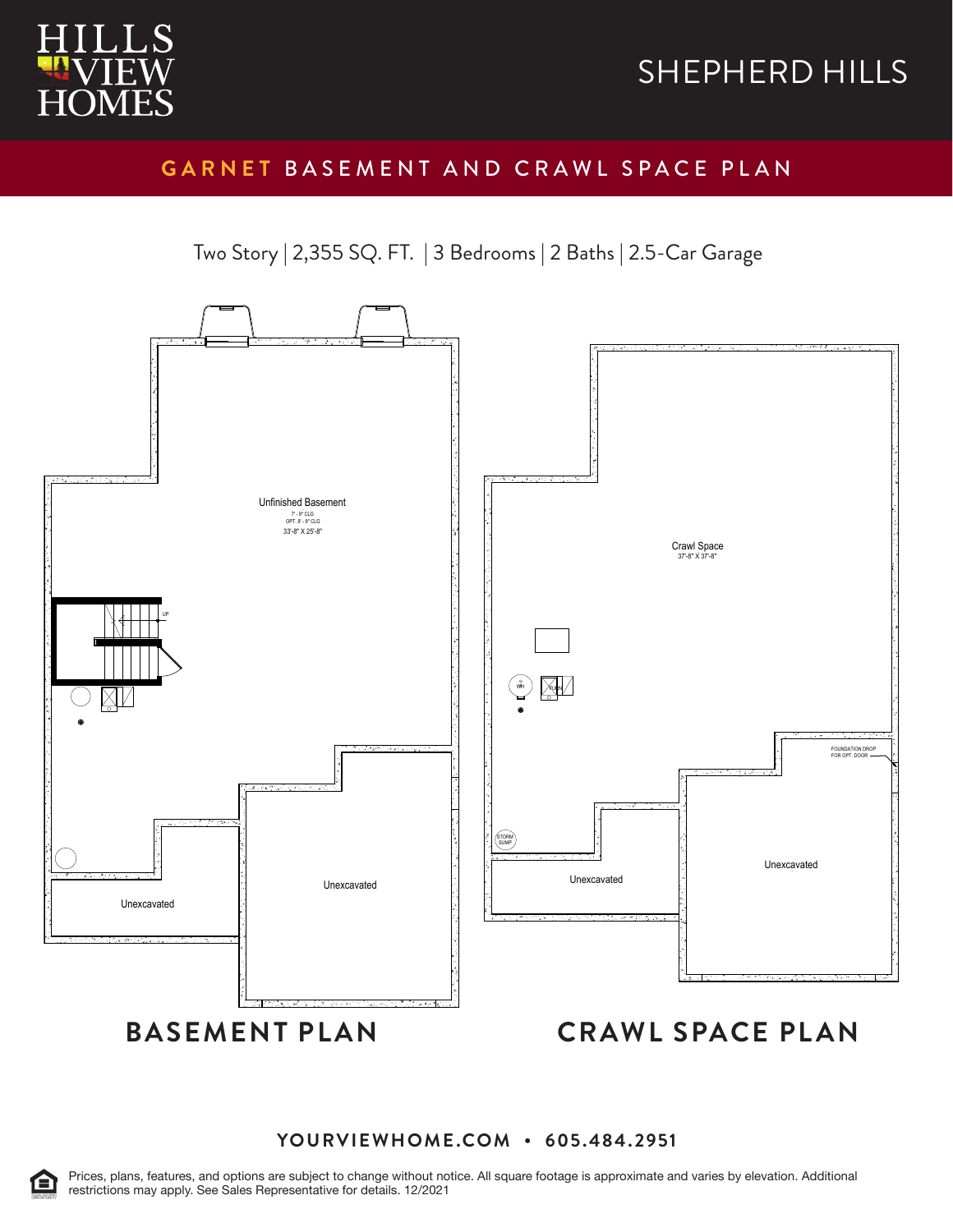# HILLS VIEW HOMES

# SHEPHERD HILLS

## GARNET BASEMENT AND CRAWL SPACE PLAN

Two Story | 2,355 SQ. FT. | 3 Bedrooms | 2 Baths | 2.5-Car Garage

Unfinished Basement
7' - 9" CLG
OPT. 8' - 9" CLG
33'-8" X 25'-8"

UP

Unexcavated

Unexcavated

Crawl Space
37'-8" X 37'-8"

WH

FURN

FOUNDATION DROP FOR OPT. DOOR

STORM SUMP

Unexcavated

Unexcavated

**BASEMENT PLAN**

**CRAWL SPACE PLAN**

**YOURVIEWHOME.COM • 605.484.2951**

Prices, plans, features, and options are subject to change without notice. All square footage is approximate and varies by elevation. Additional restrictions may apply. See Sales Representative for details. 12/2021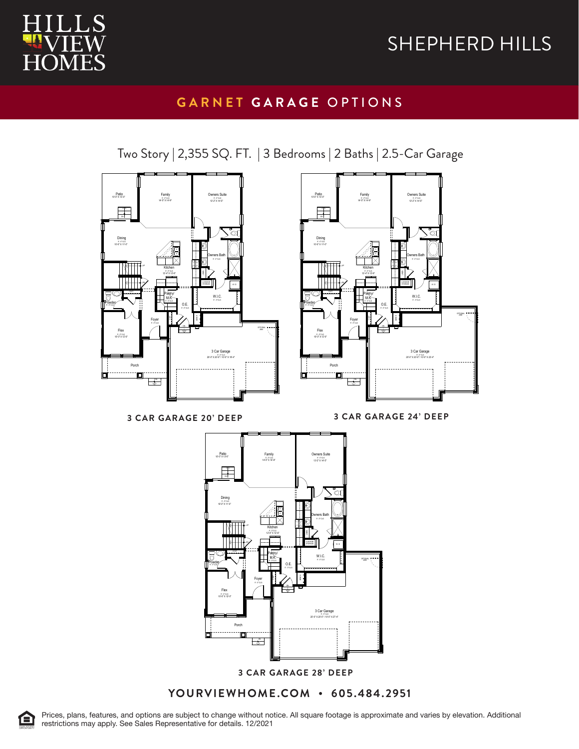# HILLS VIEW HOMES

# SHEPHERD HILLS

## GARNET GARAGE OPTIONS

Two Story | 2,355 SQ. FT. | 3 Bedrooms | 2 Baths | 2.5-Car Garage

Patio 10'-0" X 13'-0"
Family 14'-5" X 14'-9"
Owners Suite 13'-2" X 14'-0"
Dining 10'-0" X 11'-0"
Kitchen 12'-4" X 12'-6"
Owners Bath
Pantry/ M.K.
W.I.C.
O.E.
Powder
Foyer
Flex 10'-0" X 12'-0"
3 Car Garage 20'-0" X 20'-0" / 10'-0" X 18'-4"
Porch

**3 CAR GARAGE 20' DEEP**

**3 CAR GARAGE 24' DEEP**

**3 CAR GARAGE 28' DEEP**

**YOURVIEWHOME.COM • 605.484.2951**

Prices, plans, features, and options are subject to change without notice. All square footage is approximate and varies by elevation. Additional restrictions may apply. See Sales Representative for details. 12/2021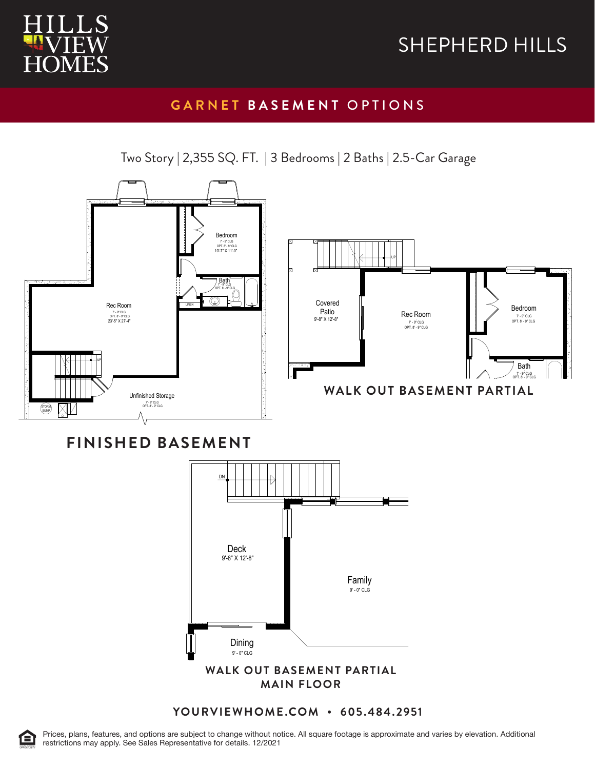HILLS VIEW HOMES

# SHEPHERD HILLS

## GARNET BASEMENT OPTIONS

Two Story | 2,355 SQ. FT. | 3 Bedrooms | 2 Baths | 2.5-Car Garage

Bedroom
7' - 9" CLG
OPT. 8' - 9" CLG
10'-7" X 11'-0"

Bath
7' - 9" CLG
OPT. 8' - 9" CLG

LINEN

Rec Room
7' - 9" CLG
OPT. 8' - 9" CLG
23'-5" X 27'-4"

UP

Unfinished Storage
7' - 9" CLG
OPT. 8' - 9" CLG

STORM SUMP

### FINISHED BASEMENT

Covered Patio
9'-8" X 12'-8"

UP

Rec Room
7' - 9" CLG
OPT. 8' - 9" CLG

Bedroom
7' - 9" CLG
OPT. 8' - 9" CLG

Bath
7' - 9" CLG
OPT. 8' - 9" CLG

### WALK OUT BASEMENT PARTIAL

DN

Deck
9'-8" X 12'-8"

Family
9' - 0" CLG

Dining
9' - 0" CLG

### WALK OUT BASEMENT PARTIAL MAIN FLOOR

**YOURVIEWHOME.COM • 605.484.2951**

Prices, plans, features, and options are subject to change without notice. All square footage is approximate and varies by elevation. Additional restrictions may apply. See Sales Representative for details. 12/2021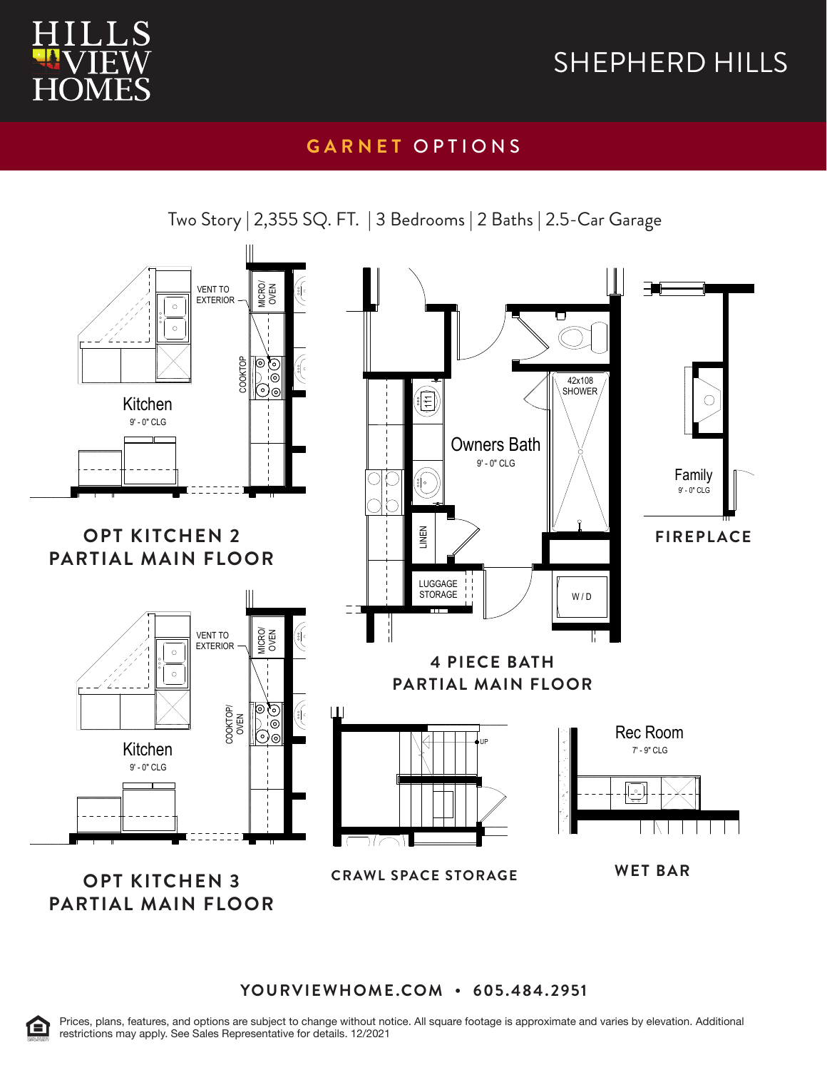HILLS VIEW HOMES

# SHEPHERD HILLS

## GARNET OPTIONS

Two Story | 2,355 SQ. FT. | 3 Bedrooms | 2 Baths | 2.5-Car Garage

VENT TO EXTERIOR

MICRO/ OVEN

COOKTOP

Kitchen
9' - 0" CLG

### OPT KITCHEN 2 PARTIAL MAIN FLOOR

Owners Bath
9' - 0" CLG

42x108 SHOWER

LINEN

LUGGAGE STORAGE

W / D

### 4 PIECE BATH PARTIAL MAIN FLOOR

Family
9' - 0" CLG

### FIREPLACE

VENT TO EXTERIOR

MICRO/ OVEN

COOKTOP/ OVEN

Kitchen
9' - 0" CLG

### OPT KITCHEN 3 PARTIAL MAIN FLOOR

UP

### CRAWL SPACE STORAGE

Rec Room
7' - 9" CLG

### WET BAR

**YOURVIEWHOME.COM • 605.484.2951**

Prices, plans, features, and options are subject to change without notice. All square footage is approximate and varies by elevation. Additional restrictions may apply. See Sales Representative for details. 12/2021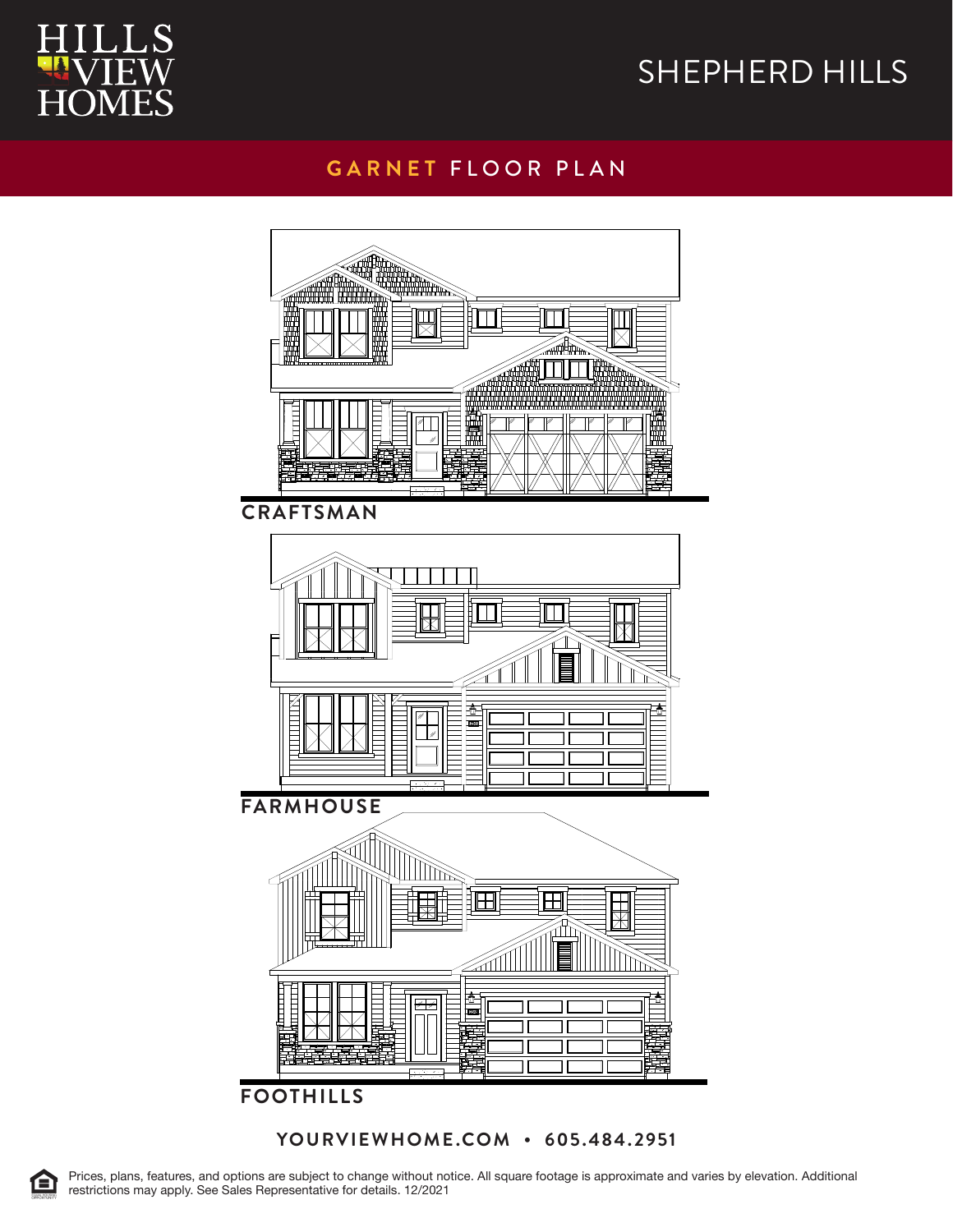HILLS VIEW HOMES

# SHEPHERD HILLS

## GARNET FLOOR PLAN

CRAFTSMAN

FARMHOUSE

FOOTHILLS

**YOURVIEWHOME.COM • 605.484.2951**

Prices, plans, features, and options are subject to change without notice. All square footage is approximate and varies by elevation. Additional restrictions may apply. See Sales Representative for details. 12/2021